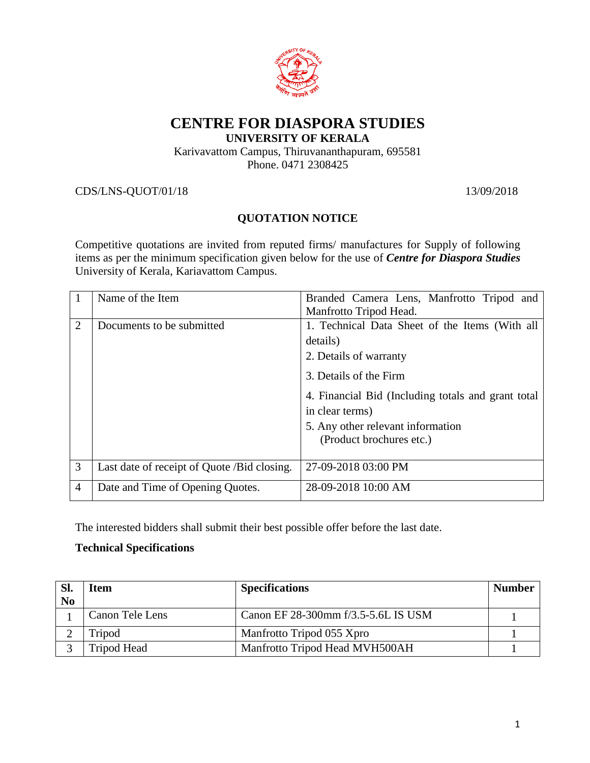# CENTRE FOR DIASPORA STUDIES

**UNIVERSITY OF KERALA**

Karivavattom Campus, Thiruvananthapuram, 695581
Phone. 0471 2308425

CDS/LNS-QUOT/01/18 13/09/2018

## QUOTATION NOTICE

Competitive quotations are invited from reputed firms/ manufactures for Supply of following items as per the minimum specification given below for the use of ***Centre for Diaspora Studies*** University of Kerala, Kariavattom Campus.

| | | |
|---|---|---|
| 1 | Name of the Item | Branded Camera Lens, Manfrotto Tripod and Manfrotto Tripod Head. |
| 2 | Documents to be submitted | 1. Technical Data Sheet of the Items (With all details)<br>2. Details of warranty<br>3. Details of the Firm<br>4. Financial Bid (Including totals and grant total in clear terms)<br>5. Any other relevant information (Product brochures etc.) |
| 3 | Last date of receipt of Quote /Bid closing. | 27-09-2018 03:00 PM |
| 4 | Date and Time of Opening Quotes. | 28-09-2018 10:00 AM |

The interested bidders shall submit their best possible offer before the last date.

**Technical Specifications**

| Sl. No | Item | Specifications | Number |
|---|---|---|---|
| 1 | Canon Tele Lens | Canon EF 28-300mm f/3.5-5.6L IS USM | 1 |
| 2 | Tripod | Manfrotto Tripod 055 Xpro | 1 |
| 3 | Tripod Head | Manfrotto Tripod Head MVH500AH | 1 |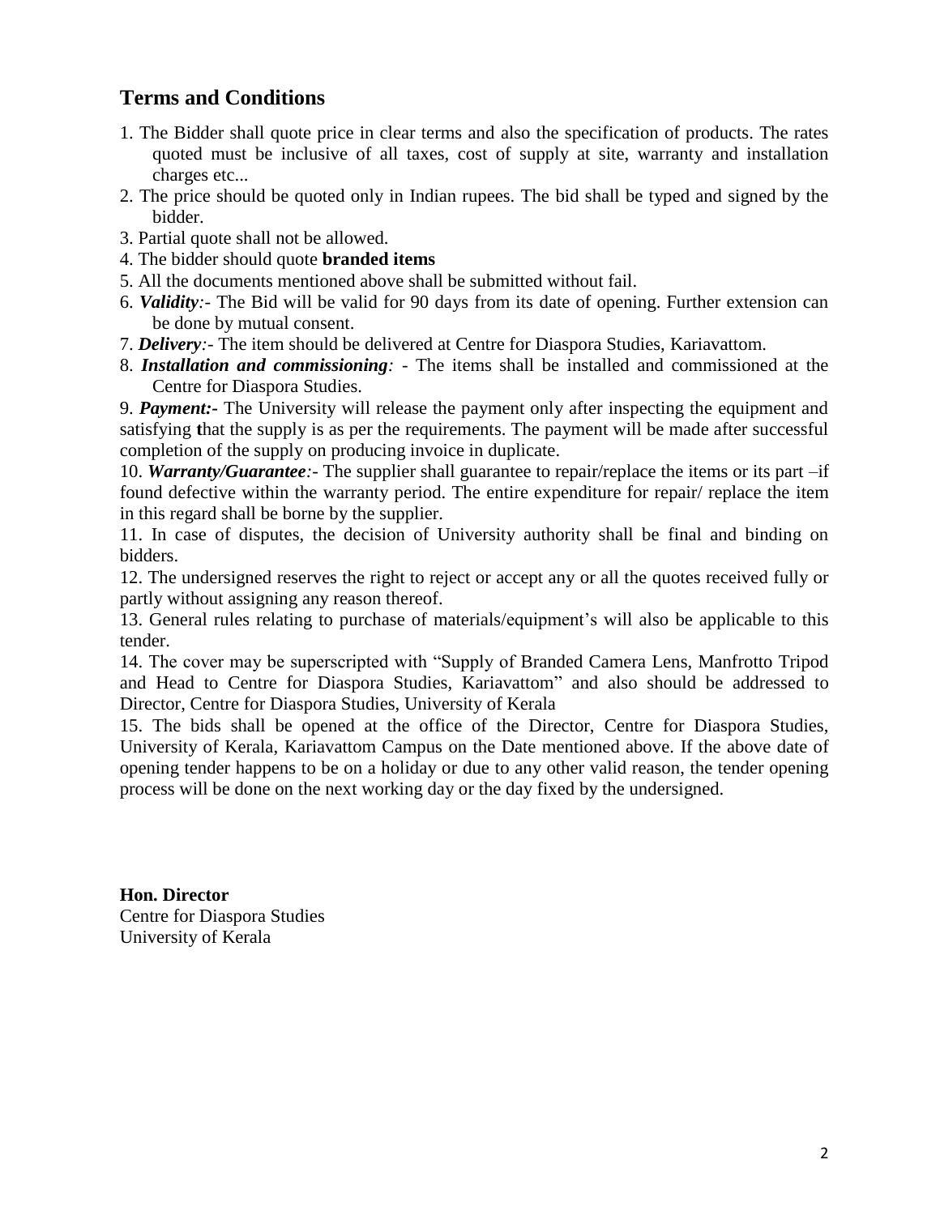## Terms and Conditions

1. The Bidder shall quote price in clear terms and also the specification of products. The rates quoted must be inclusive of all taxes, cost of supply at site, warranty and installation charges etc...
2. The price should be quoted only in Indian rupees. The bid shall be typed and signed by the bidder.
3. Partial quote shall not be allowed.
4. The bidder should quote **branded items**
5. All the documents mentioned above shall be submitted without fail.
6. ***Validity***:- The Bid will be valid for 90 days from its date of opening. Further extension can be done by mutual consent.
7. ***Delivery***:- The item should be delivered at Centre for Diaspora Studies, Kariavattom.
8. ***Installation and commissioning***: - The items shall be installed and commissioned at the Centre for Diaspora Studies.
9. ***Payment:-*** The University will release the payment only after inspecting the equipment and satisfying that the supply is as per the requirements. The payment will be made after successful completion of the supply on producing invoice in duplicate.
10. ***Warranty/Guarantee***:- The supplier shall guarantee to repair/replace the items or its part –if found defective within the warranty period. The entire expenditure for repair/ replace the item in this regard shall be borne by the supplier.
11. In case of disputes, the decision of University authority shall be final and binding on bidders.
12. The undersigned reserves the right to reject or accept any or all the quotes received fully or partly without assigning any reason thereof.
13. General rules relating to purchase of materials/equipment's will also be applicable to this tender.
14. The cover may be superscripted with "Supply of Branded Camera Lens, Manfrotto Tripod and Head to Centre for Diaspora Studies, Kariavattom" and also should be addressed to Director, Centre for Diaspora Studies, University of Kerala
15. The bids shall be opened at the office of the Director, Centre for Diaspora Studies, University of Kerala, Kariavattom Campus on the Date mentioned above. If the above date of opening tender happens to be on a holiday or due to any other valid reason, the tender opening process will be done on the next working day or the day fixed by the undersigned.

**Hon. Director**
Centre for Diaspora Studies
University of Kerala